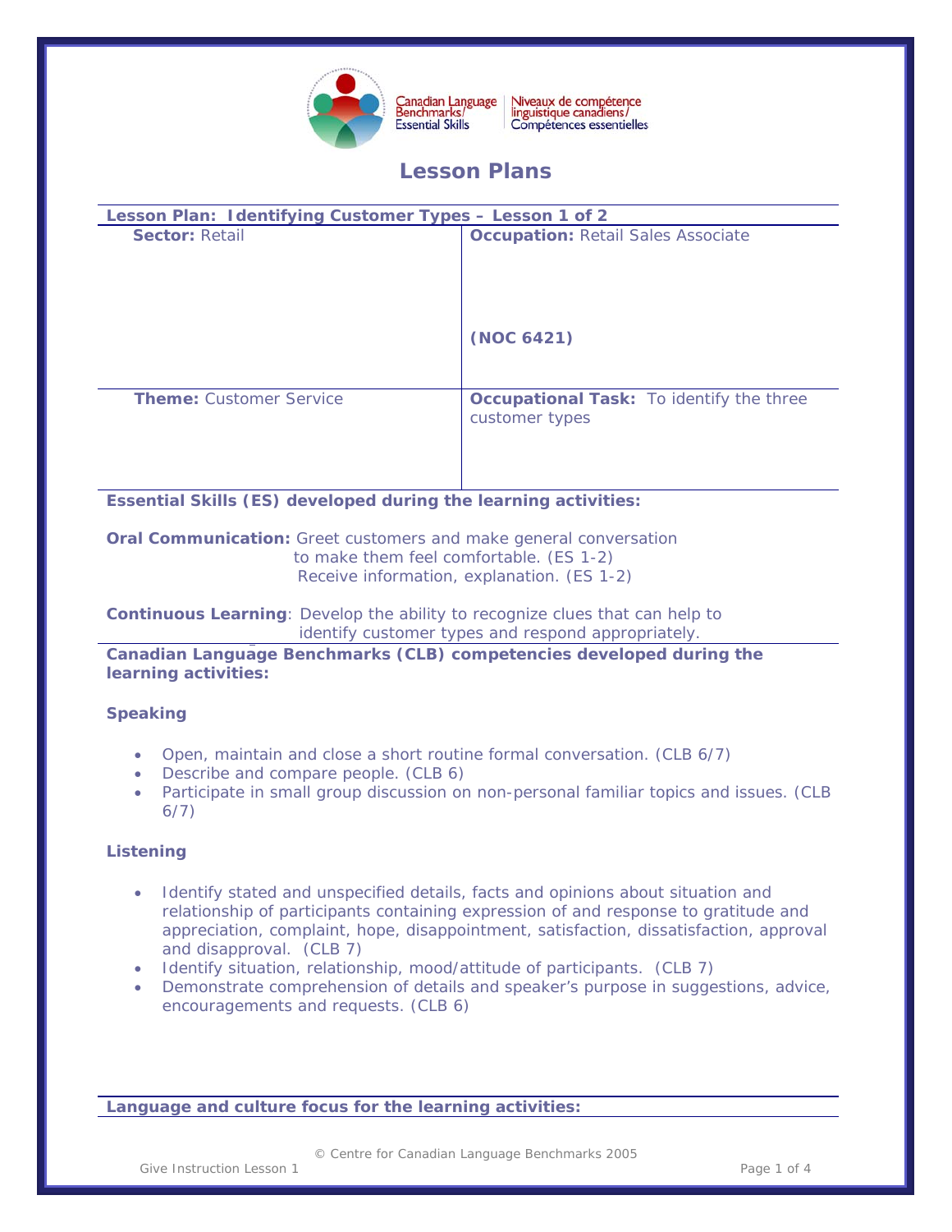Canadian Language Benchmarks/Essential Skills | Niveaux de compétence linguistique canadiens/Compétences essentielles

# Lesson Plans

| **Lesson Plan: Identifying Customer Types – Lesson 1 of 2** | |
|---|---|
| **Sector:** Retail | **Occupation:** Retail Sales Associate<br><br>**(NOC 6421)** |
| **Theme:** Customer Service | **Occupational Task:** To identify the three customer types |

**Essential Skills (ES) developed during the learning activities:**

**Oral Communication:** Greet customers and make general conversation to make them feel comfortable. (ES 1-2)
Receive information, explanation. (ES 1-2)

**Continuous Learning**: Develop the ability to recognize clues that can help to identify customer types and respond appropriately.

**Canadian Language Benchmarks (CLB) competencies developed during the learning activities:**

**Speaking**

- Open, maintain and close a short routine formal conversation. (CLB 6/7)
- Describe and compare people. (CLB 6)
- Participate in small group discussion on non-personal familiar topics and issues. (CLB 6/7)

**Listening**

- Identify stated and unspecified details, facts and opinions about situation and relationship of participants containing expression of and response to gratitude and appreciation, complaint, hope, disappointment, satisfaction, dissatisfaction, approval and disapproval. (CLB 7)
- Identify situation, relationship, mood/attitude of participants. (CLB 7)
- Demonstrate comprehension of details and speaker's purpose in suggestions, advice, encouragements and requests. (CLB 6)

**Language and culture focus for the learning activities:**

© Centre for Canadian Language Benchmarks 2005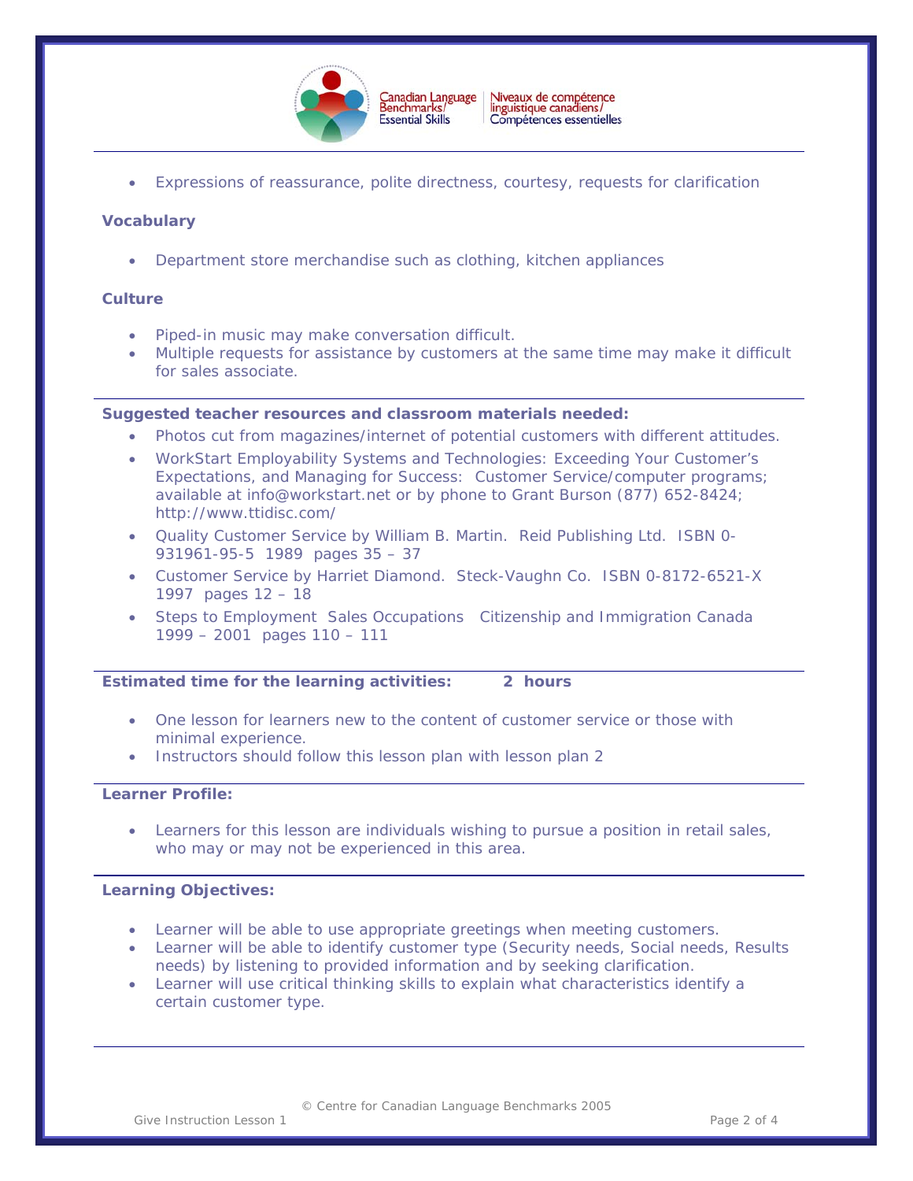- Expressions of reassurance, polite directness, courtesy, requests for clarification

**Vocabulary**

- Department store merchandise such as clothing, kitchen appliances

**Culture**

- Piped-in music may make conversation difficult.
- Multiple requests for assistance by customers at the same time may make it difficult for sales associate.

**Suggested teacher resources and classroom materials needed:**

- Photos cut from magazines/internet of potential customers with different attitudes.
- WorkStart Employability Systems and Technologies: Exceeding Your Customer's Expectations, and Managing for Success: Customer Service/computer programs; available at info@workstart.net or by phone to Grant Burson (877) 652-8424; http://www.ttidisc.com/
- Quality Customer Service by William B. Martin. Reid Publishing Ltd. ISBN 0-931961-95-5 1989 pages 35 – 37
- Customer Service by Harriet Diamond. Steck-Vaughn Co. ISBN 0-8172-6521-X 1997 pages 12 – 18
- Steps to Employment Sales Occupations Citizenship and Immigration Canada 1999 – 2001 pages 110 – 111

**Estimated time for the learning activities: 2 hours**

- One lesson for learners new to the content of customer service or those with minimal experience.
- Instructors should follow this lesson plan with lesson plan 2

**Learner Profile:**

- Learners for this lesson are individuals wishing to pursue a position in retail sales, who may or may not be experienced in this area.

**Learning Objectives:**

- Learner will be able to use appropriate greetings when meeting customers.
- Learner will be able to identify customer type (Security needs, Social needs, Results needs) by listening to provided information and by seeking clarification.
- Learner will use critical thinking skills to explain what characteristics identify a certain customer type.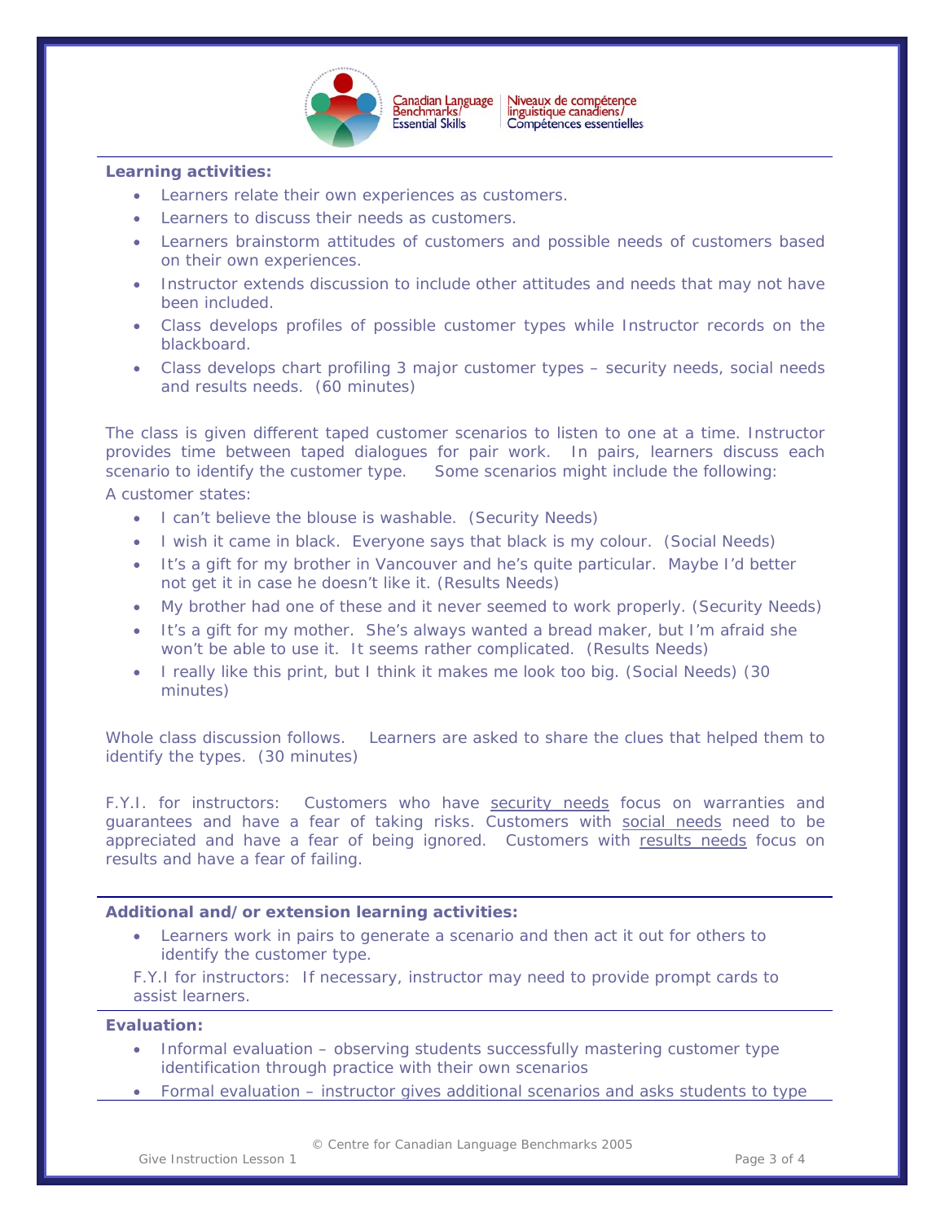**Learning activities:**

- Learners relate their own experiences as customers.
- Learners to discuss their needs as customers.
- Learners brainstorm attitudes of customers and possible needs of customers based on their own experiences.
- Instructor extends discussion to include other attitudes and needs that may not have been included.
- Class develops profiles of possible customer types while Instructor records on the blackboard.
- Class develops chart profiling 3 major customer types – security needs, social needs and results needs. (60 minutes)

The class is given different taped customer scenarios to listen to one at a time. Instructor provides time between taped dialogues for pair work. In pairs, learners discuss each scenario to identify the customer type. Some scenarios might include the following:

A customer states:

- I can't believe the blouse is washable. (Security Needs)
- I wish it came in black. Everyone says that black is my colour. (Social Needs)
- It's a gift for my brother in Vancouver and he's quite particular. Maybe I'd better not get it in case he doesn't like it. (Results Needs)
- My brother had one of these and it never seemed to work properly. (Security Needs)
- It's a gift for my mother. She's always wanted a bread maker, but I'm afraid she won't be able to use it. It seems rather complicated. (Results Needs)
- I really like this print, but I think it makes me look too big. (Social Needs) (30 minutes)

Whole class discussion follows. Learners are asked to share the clues that helped them to identify the types. (30 minutes)

F.Y.I. for instructors: Customers who have <u>security needs</u> focus on warranties and guarantees and have a fear of taking risks. Customers with <u>social needs</u> need to be appreciated and have a fear of being ignored. Customers with <u>results needs</u> focus on results and have a fear of failing.

**Additional and/or extension learning activities:**

- Learners work in pairs to generate a scenario and then act it out for others to identify the customer type.

F.Y.I for instructors: If necessary, instructor may need to provide prompt cards to assist learners.

**Evaluation:**

- Informal evaluation – observing students successfully mastering customer type identification through practice with their own scenarios
- Formal evaluation – instructor gives additional scenarios and asks students to type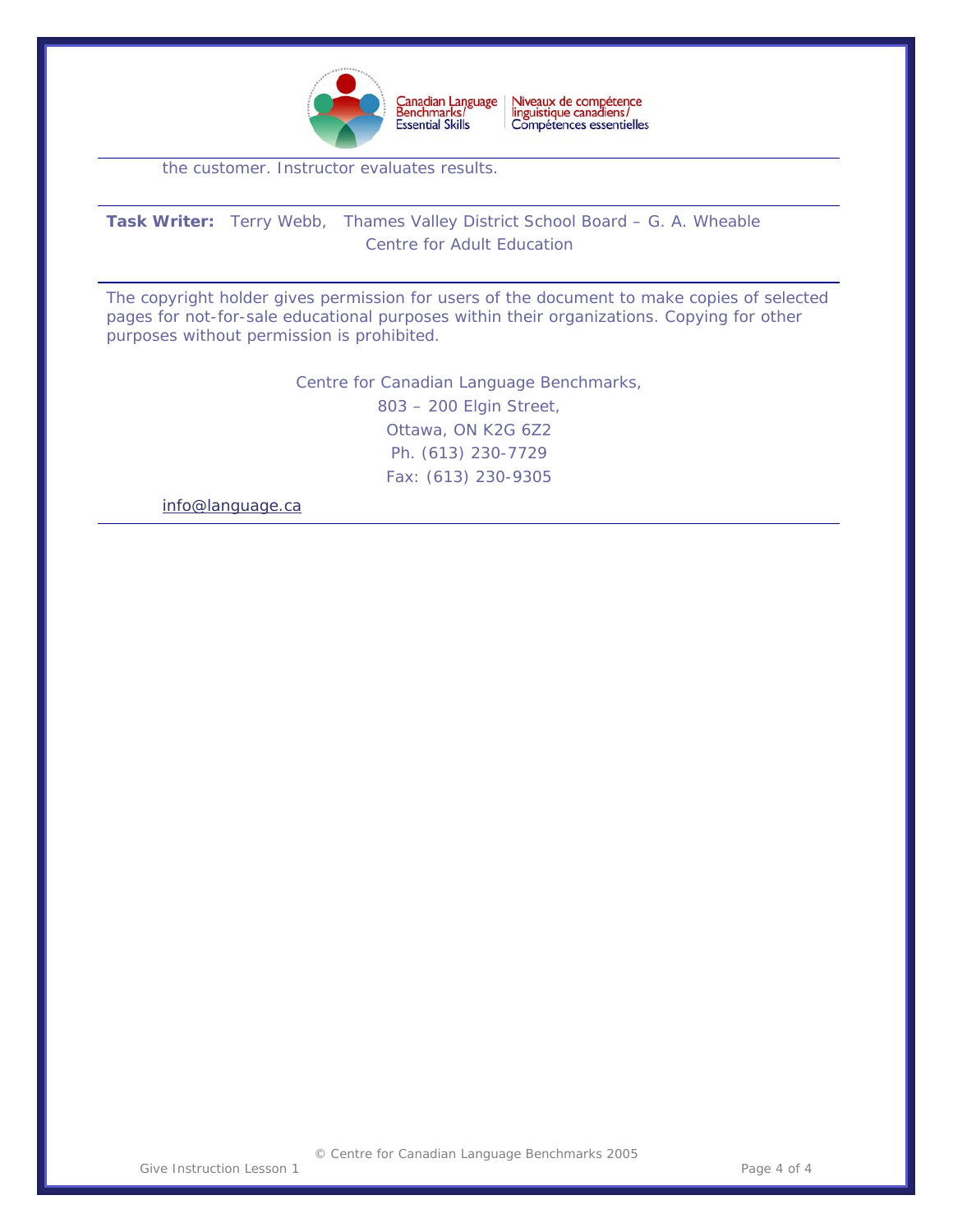the customer. Instructor evaluates results.

**Task Writer:** Terry Webb, Thames Valley District School Board – G. A. Wheable Centre for Adult Education

The copyright holder gives permission for users of the document to make copies of selected pages for not-for-sale educational purposes within their organizations. Copying for other purposes without permission is prohibited.

Centre for Canadian Language Benchmarks,
803 – 200 Elgin Street,
Ottawa, ON K2G 6Z2
Ph. (613) 230-7729
Fax: (613) 230-9305

info@language.ca